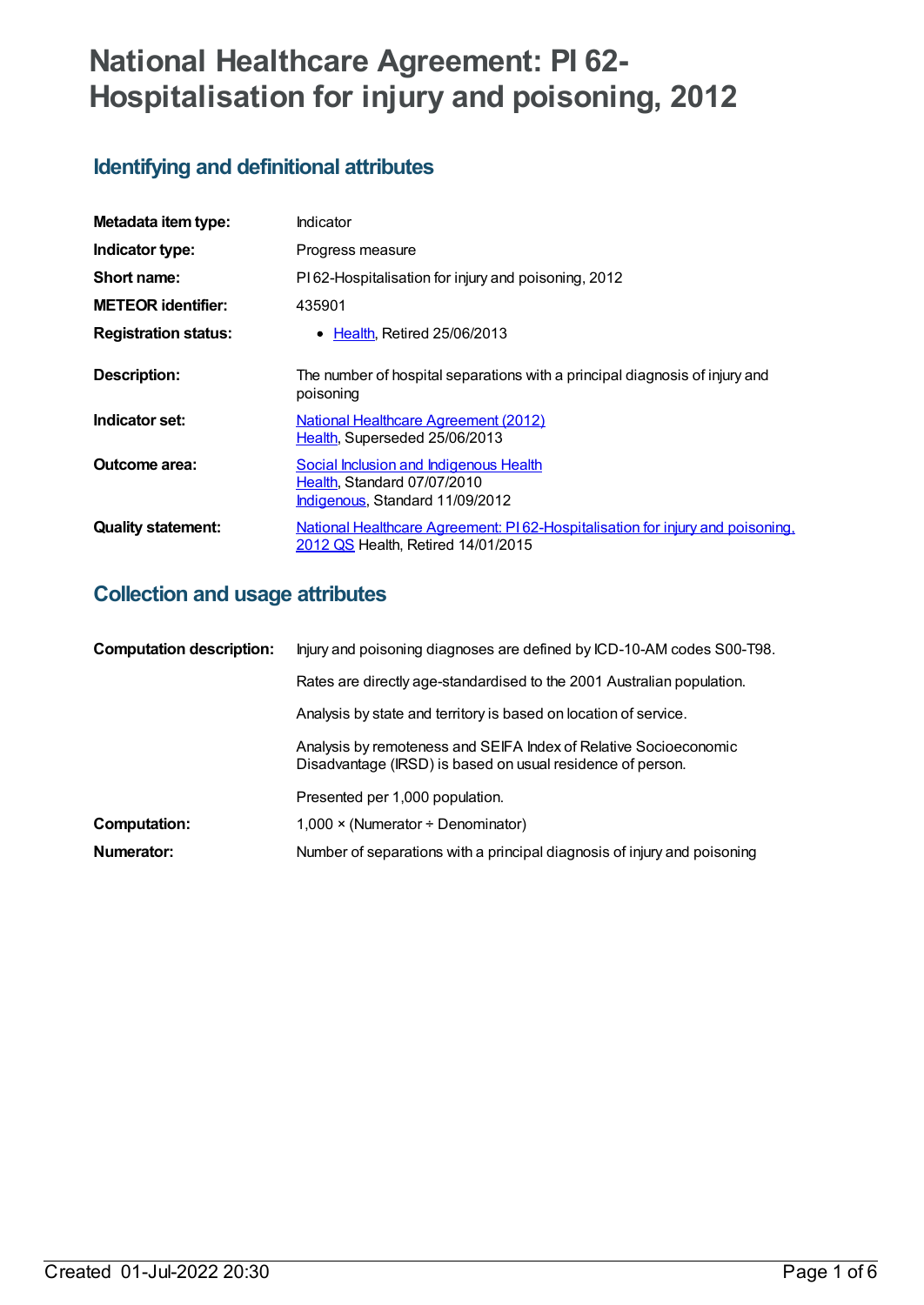# National Healthcare Agreement: PI 62-Hospitalisation for injury and poisoning, 2012

## Identifying and definitional attributes

| | |
|---|---|
| **Metadata item type:** | Indicator |
| **Indicator type:** | Progress measure |
| **Short name:** | PI 62-Hospitalisation for injury and poisoning, 2012 |
| **METEOR identifier:** | 435901 |
| **Registration status:** | • Health, Retired 25/06/2013 |
| **Description:** | The number of hospital separations with a principal diagnosis of injury and poisoning |
| **Indicator set:** | National Healthcare Agreement (2012) Health, Superseded 25/06/2013 |
| **Outcome area:** | Social Inclusion and Indigenous Health Health, Standard 07/07/2010 Indigenous, Standard 11/09/2012 |
| **Quality statement:** | National Healthcare Agreement: PI 62-Hospitalisation for injury and poisoning, 2012 QS Health, Retired 14/01/2015 |

## Collection and usage attributes

| | |
|---|---|
| **Computation description:** | Injury and poisoning diagnoses are defined by ICD-10-AM codes S00-T98. Rates are directly age-standardised to the 2001 Australian population. Analysis by state and territory is based on location of service. Analysis by remoteness and SEIFA Index of Relative Socioeconomic Disadvantage (IRSD) is based on usual residence of person. Presented per 1,000 population. |
| **Computation:** | 1,000 × (Numerator ÷ Denominator) |
| **Numerator:** | Number of separations with a principal diagnosis of injury and poisoning |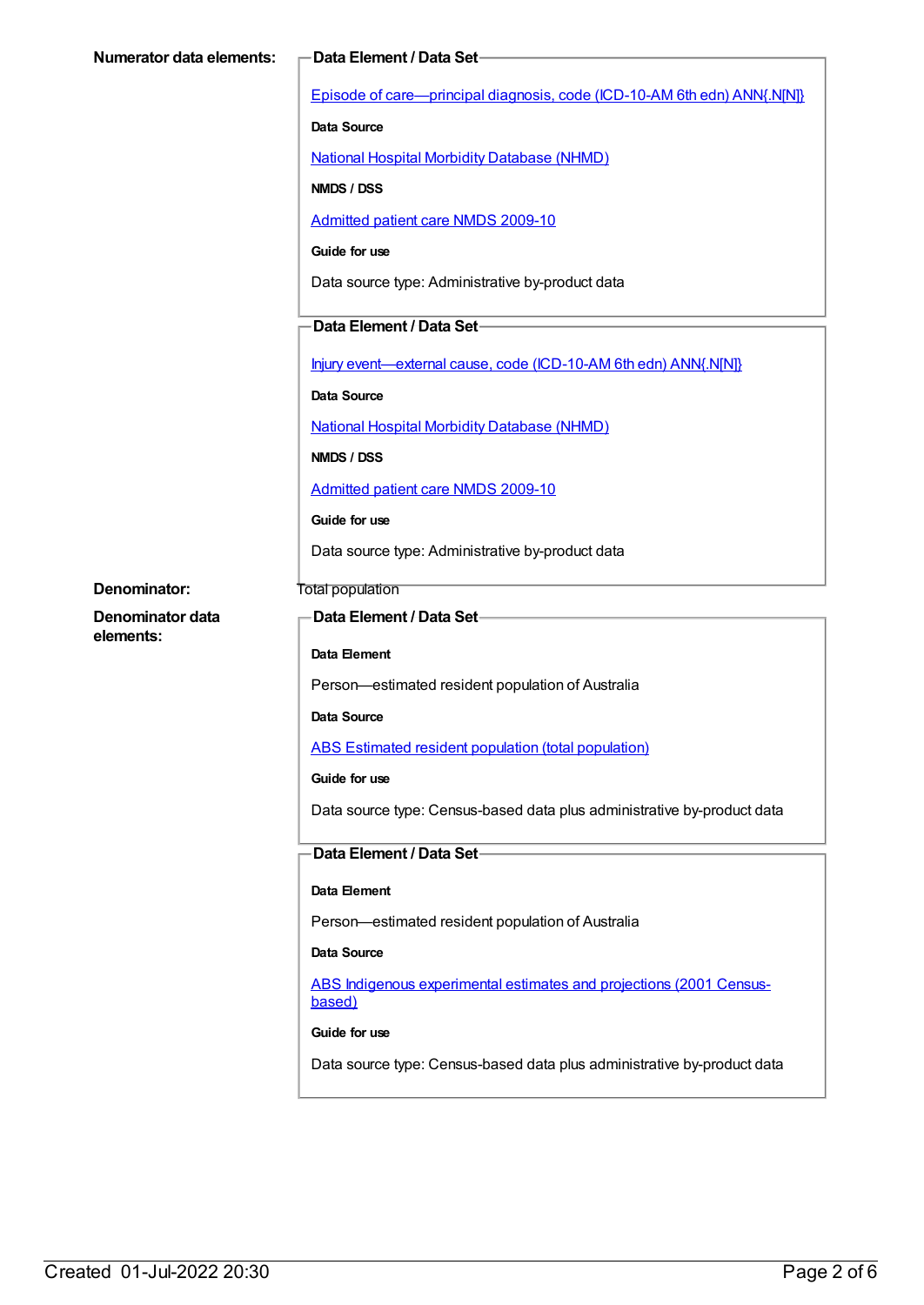**Numerator data elements:**

**Data Element / Data Set**

Episode of care—principal diagnosis, code (ICD-10-AM 6th edn) ANN{.N[N]}

**Data Source**

National Hospital Morbidity Database (NHMD)

**NMDS / DSS**

Admitted patient care NMDS 2009-10

**Guide for use**

Data source type: Administrative by-product data

**Data Element / Data Set**

Injury event—external cause, code (ICD-10-AM 6th edn) ANN{.N[N]}

**Data Source**

National Hospital Morbidity Database (NHMD)

**NMDS / DSS**

Admitted patient care NMDS 2009-10

**Guide for use**

Data source type: Administrative by-product data

**Denominator:** Total population

**Denominator data elements:**

**Data Element / Data Set**

**Data Element**

Person—estimated resident population of Australia

**Data Source**

ABS Estimated resident population (total population)

**Guide for use**

Data source type: Census-based data plus administrative by-product data

**Data Element / Data Set**

**Data Element**

Person—estimated resident population of Australia

**Data Source**

ABS Indigenous experimental estimates and projections (2001 Census-based)

**Guide for use**

Data source type: Census-based data plus administrative by-product data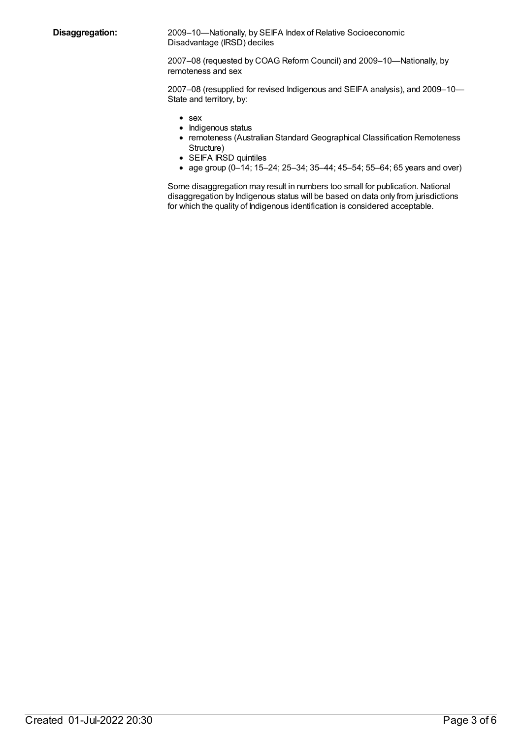**Disaggregation:**

2009–10—Nationally, by SEIFA Index of Relative Socioeconomic Disadvantage (IRSD) deciles

2007–08 (requested by COAG Reform Council) and 2009–10—Nationally, by remoteness and sex

2007–08 (resupplied for revised Indigenous and SEIFA analysis), and 2009–10—State and territory, by:

- sex
- Indigenous status
- remoteness (Australian Standard Geographical Classification Remoteness Structure)
- SEIFA IRSD quintiles
- age group (0–14; 15–24; 25–34; 35–44; 45–54; 55–64; 65 years and over)

Some disaggregation may result in numbers too small for publication. National disaggregation by Indigenous status will be based on data only from jurisdictions for which the quality of Indigenous identification is considered acceptable.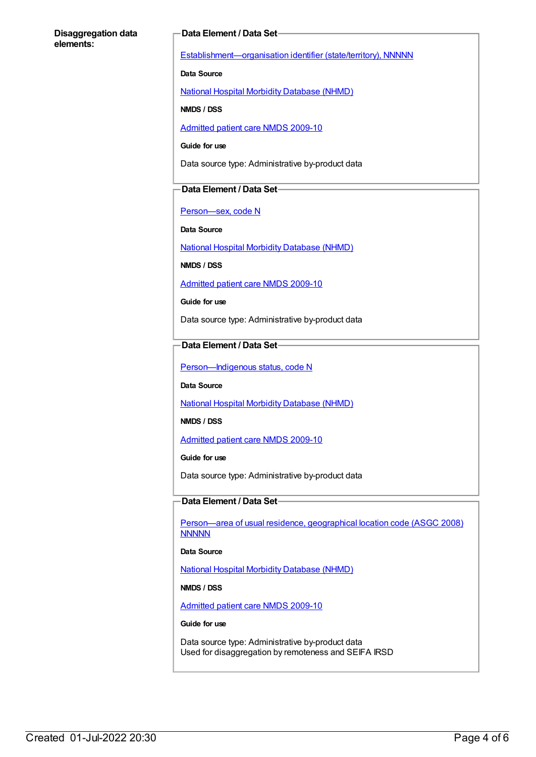**Disaggregation data elements:**

**Data Element / Data Set**

Establishment—organisation identifier (state/territory), NNNNN

**Data Source**

National Hospital Morbidity Database (NHMD)

**NMDS / DSS**

Admitted patient care NMDS 2009-10

**Guide for use**

Data source type: Administrative by-product data

**Data Element / Data Set**

Person—sex, code N

**Data Source**

National Hospital Morbidity Database (NHMD)

**NMDS / DSS**

Admitted patient care NMDS 2009-10

**Guide for use**

Data source type: Administrative by-product data

**Data Element / Data Set**

Person—Indigenous status, code N

**Data Source**

National Hospital Morbidity Database (NHMD)

**NMDS / DSS**

Admitted patient care NMDS 2009-10

**Guide for use**

Data source type: Administrative by-product data

**Data Element / Data Set**

Person—area of usual residence, geographical location code (ASGC 2008) NNNNN

**Data Source**

National Hospital Morbidity Database (NHMD)

**NMDS / DSS**

Admitted patient care NMDS 2009-10

**Guide for use**

Data source type: Administrative by-product data
Used for disaggregation by remoteness and SEIFA IRSD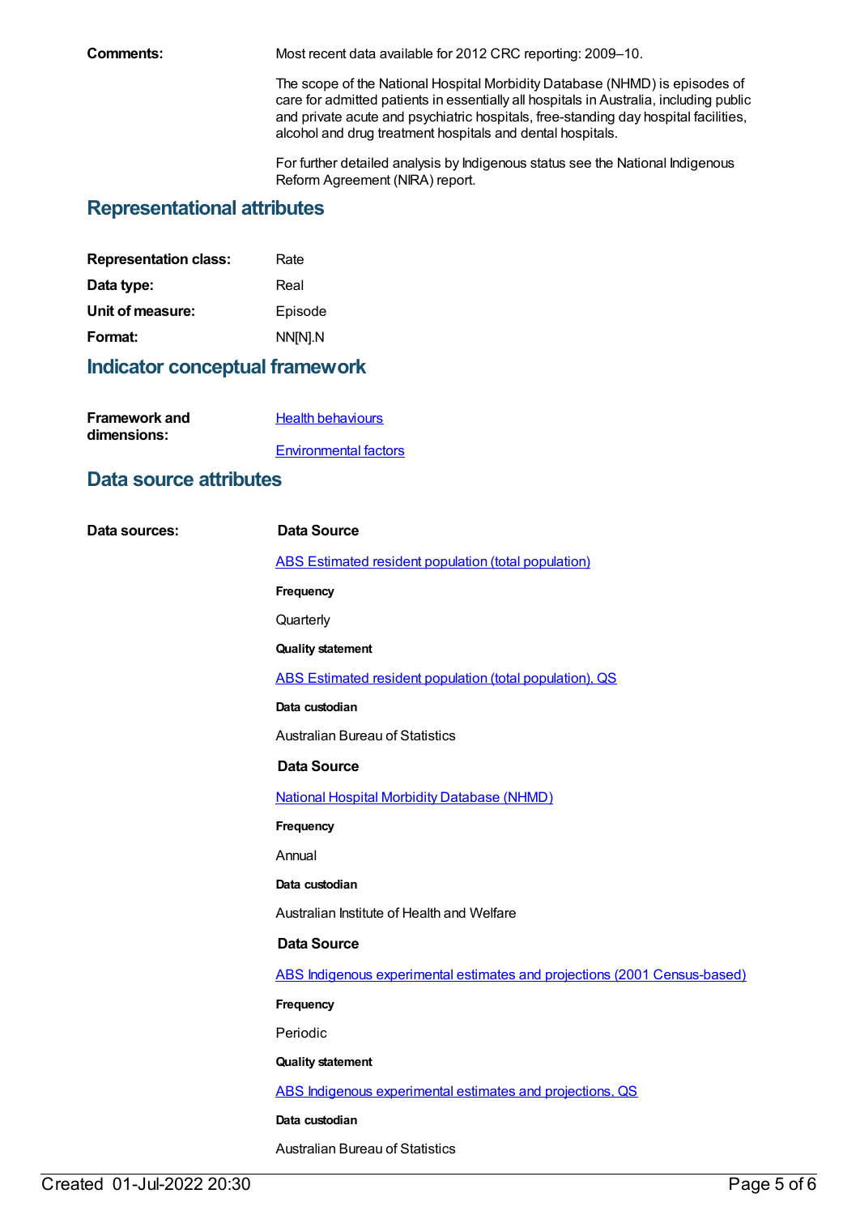**Comments:** Most recent data available for 2012 CRC reporting: 2009–10.

The scope of the National Hospital Morbidity Database (NHMD) is episodes of care for admitted patients in essentially all hospitals in Australia, including public and private acute and psychiatric hospitals, free-standing day hospital facilities, alcohol and drug treatment hospitals and dental hospitals.

For further detailed analysis by Indigenous status see the National Indigenous Reform Agreement (NIRA) report.

## Representational attributes

**Representation class:** Rate

**Data type:** Real

**Unit of measure:** Episode

**Format:** NN[N].N

## Indicator conceptual framework

**Framework and dimensions:**

[Health behaviours]

[Environmental factors]

## Data source attributes

**Data sources:**

**Data Source**

[ABS Estimated resident population (total population)]

**Frequency**

Quarterly

**Quality statement**

[ABS Estimated resident population (total population), QS]

**Data custodian**

Australian Bureau of Statistics

**Data Source**

[National Hospital Morbidity Database (NHMD)]

**Frequency**

Annual

**Data custodian**

Australian Institute of Health and Welfare

**Data Source**

[ABS Indigenous experimental estimates and projections (2001 Census-based)]

**Frequency**

Periodic

**Quality statement**

[ABS Indigenous experimental estimates and projections, QS]

**Data custodian**

Australian Bureau of Statistics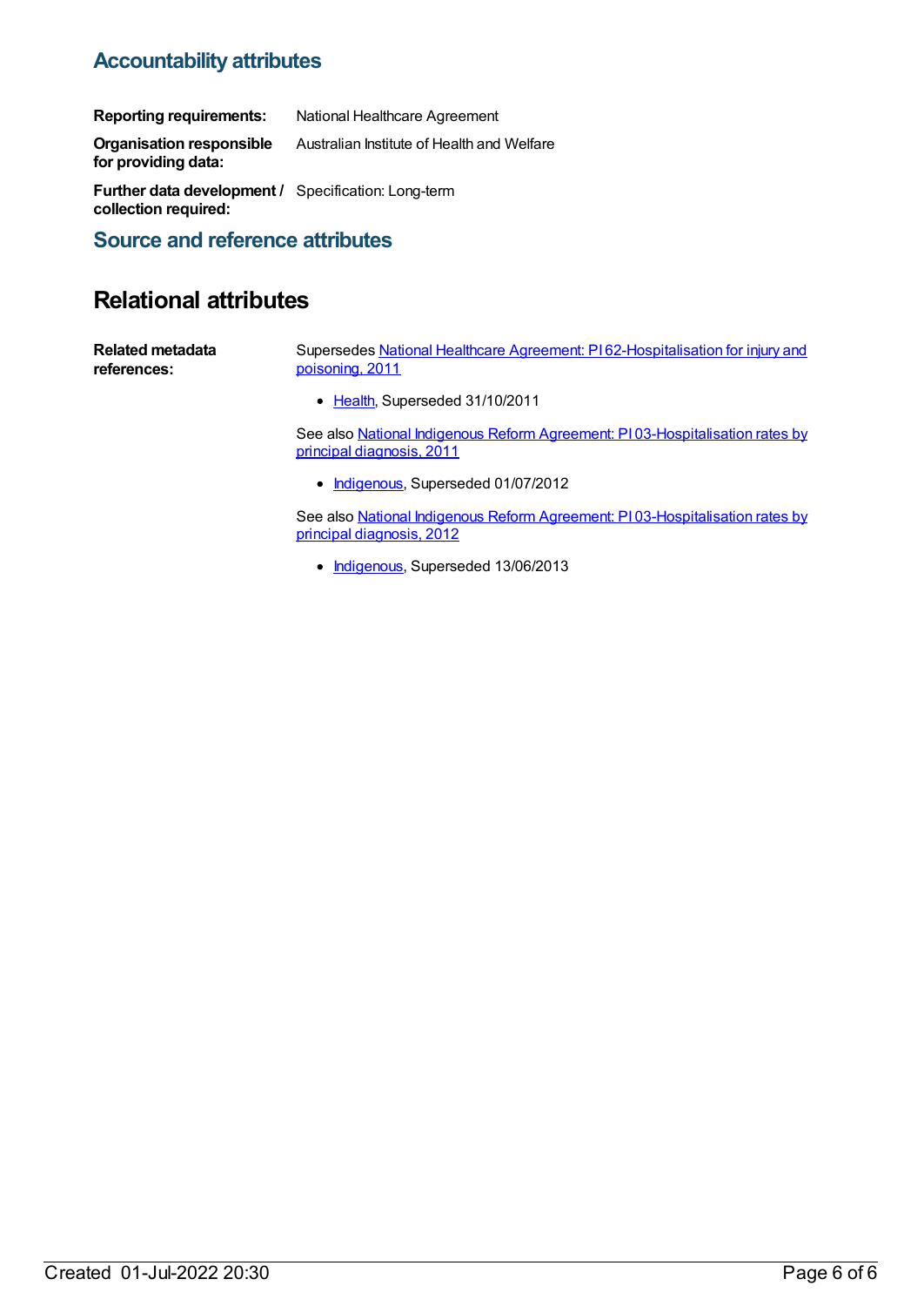## Accountability attributes

**Reporting requirements:** National Healthcare Agreement

**Organisation responsible for providing data:** Australian Institute of Health and Welfare

**Further data development / collection required:** Specification: Long-term

## Source and reference attributes

# Relational attributes

**Related metadata references:**

Supersedes National Healthcare Agreement: PI 62-Hospitalisation for injury and poisoning, 2011

- Health, Superseded 31/10/2011

See also National Indigenous Reform Agreement: PI 03-Hospitalisation rates by principal diagnosis, 2011

- Indigenous, Superseded 01/07/2012

See also National Indigenous Reform Agreement: PI 03-Hospitalisation rates by principal diagnosis, 2012

- Indigenous, Superseded 13/06/2013